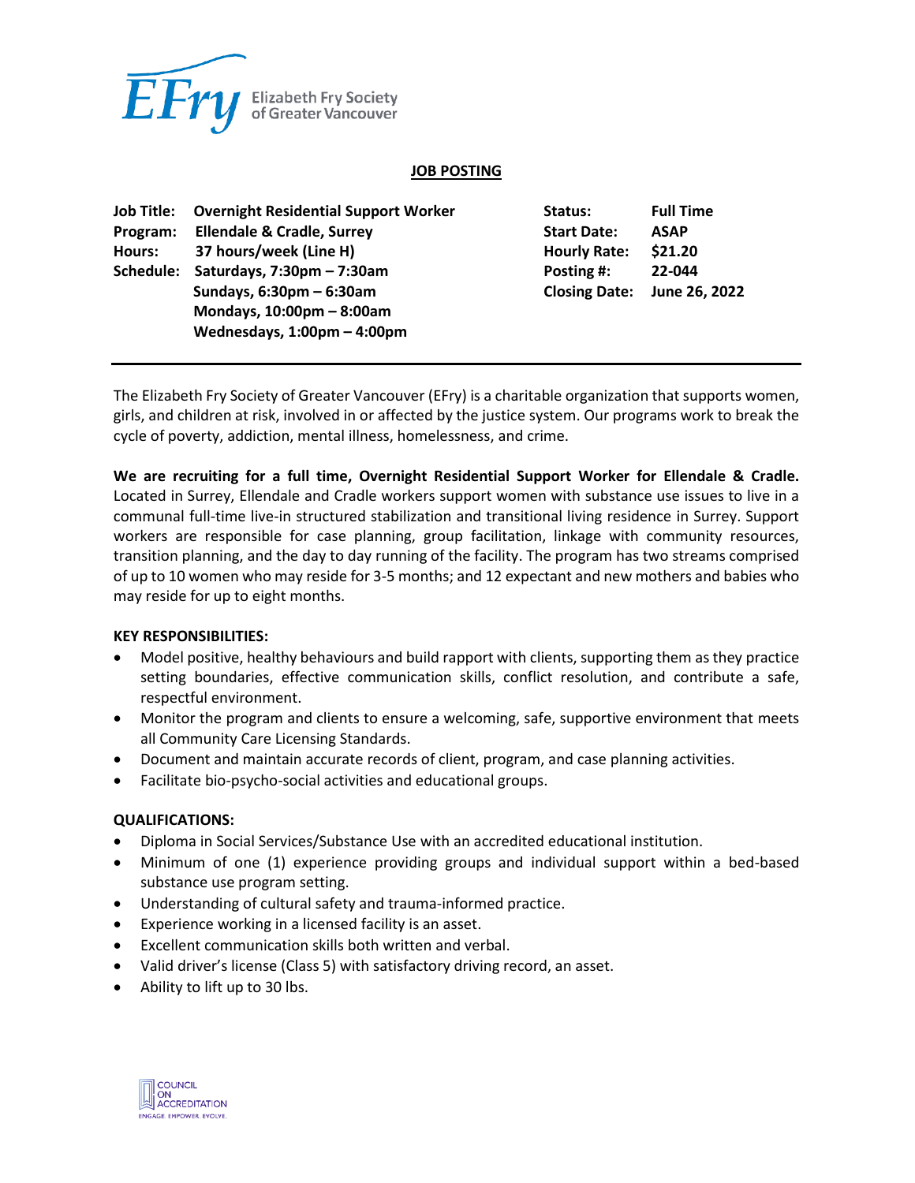Elizabeth Fry Society of Greater Vancouver

# JOB POSTING

| | | | |
|---|---|---|---|
| **Job Title:** | **Overnight Residential Support Worker** | **Status:** | **Full Time** |
| **Program:** | **Ellendale & Cradle, Surrey** | **Start Date:** | **ASAP** |
| **Hours:** | **37 hours/week (Line H)** | **Hourly Rate:** | **$21.20** |
| **Schedule:** | **Saturdays, 7:30pm – 7:30am** | **Posting #:** | **22-044** |
| | **Sundays, 6:30pm – 6:30am** | **Closing Date:** | **June 26, 2022** |
| | **Mondays, 10:00pm – 8:00am** | | |
| | **Wednesdays, 1:00pm – 4:00pm** | | |

---

The Elizabeth Fry Society of Greater Vancouver (EFry) is a charitable organization that supports women, girls, and children at risk, involved in or affected by the justice system. Our programs work to break the cycle of poverty, addiction, mental illness, homelessness, and crime.

**We are recruiting for a full time, Overnight Residential Support Worker for Ellendale & Cradle.** Located in Surrey, Ellendale and Cradle workers support women with substance use issues to live in a communal full-time live-in structured stabilization and transitional living residence in Surrey. Support workers are responsible for case planning, group facilitation, linkage with community resources, transition planning, and the day to day running of the facility. The program has two streams comprised of up to 10 women who may reside for 3-5 months; and 12 expectant and new mothers and babies who may reside for up to eight months.

**KEY RESPONSIBILITIES:**

- Model positive, healthy behaviours and build rapport with clients, supporting them as they practice setting boundaries, effective communication skills, conflict resolution, and contribute a safe, respectful environment.
- Monitor the program and clients to ensure a welcoming, safe, supportive environment that meets all Community Care Licensing Standards.
- Document and maintain accurate records of client, program, and case planning activities.
- Facilitate bio-psycho-social activities and educational groups.

**QUALIFICATIONS:**

- Diploma in Social Services/Substance Use with an accredited educational institution.
- Minimum of one (1) experience providing groups and individual support within a bed-based substance use program setting.
- Understanding of cultural safety and trauma-informed practice.
- Experience working in a licensed facility is an asset.
- Excellent communication skills both written and verbal.
- Valid driver's license (Class 5) with satisfactory driving record, an asset.
- Ability to lift up to 30 lbs.

COUNCIL ON ACCREDITATION
ENGAGE. EMPOWER. EVOLVE.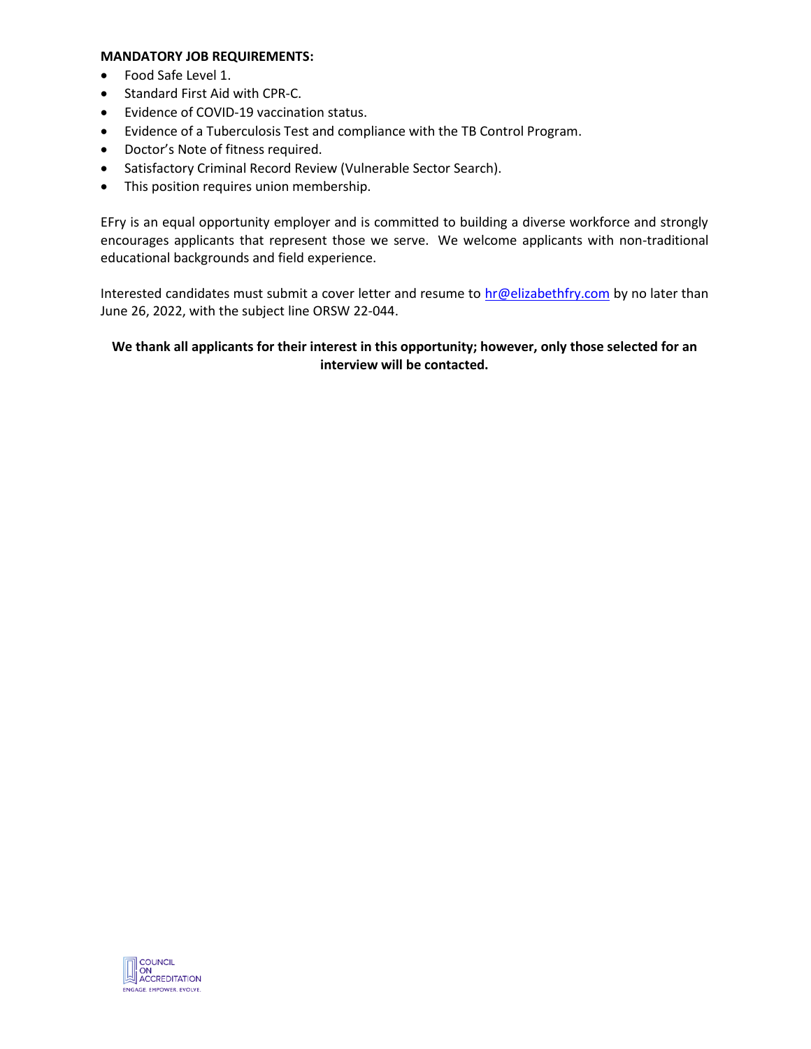**MANDATORY JOB REQUIREMENTS:**

- Food Safe Level 1.
- Standard First Aid with CPR-C.
- Evidence of COVID-19 vaccination status.
- Evidence of a Tuberculosis Test and compliance with the TB Control Program.
- Doctor's Note of fitness required.
- Satisfactory Criminal Record Review (Vulnerable Sector Search).
- This position requires union membership.

EFry is an equal opportunity employer and is committed to building a diverse workforce and strongly encourages applicants that represent those we serve. We welcome applicants with non-traditional educational backgrounds and field experience.

Interested candidates must submit a cover letter and resume to hr@elizabethfry.com by no later than June 26, 2022, with the subject line ORSW 22-044.

**We thank all applicants for their interest in this opportunity; however, only those selected for an interview will be contacted.**

COUNCIL ON ACCREDITATION
ENGAGE. EMPOWER. EVOLVE.